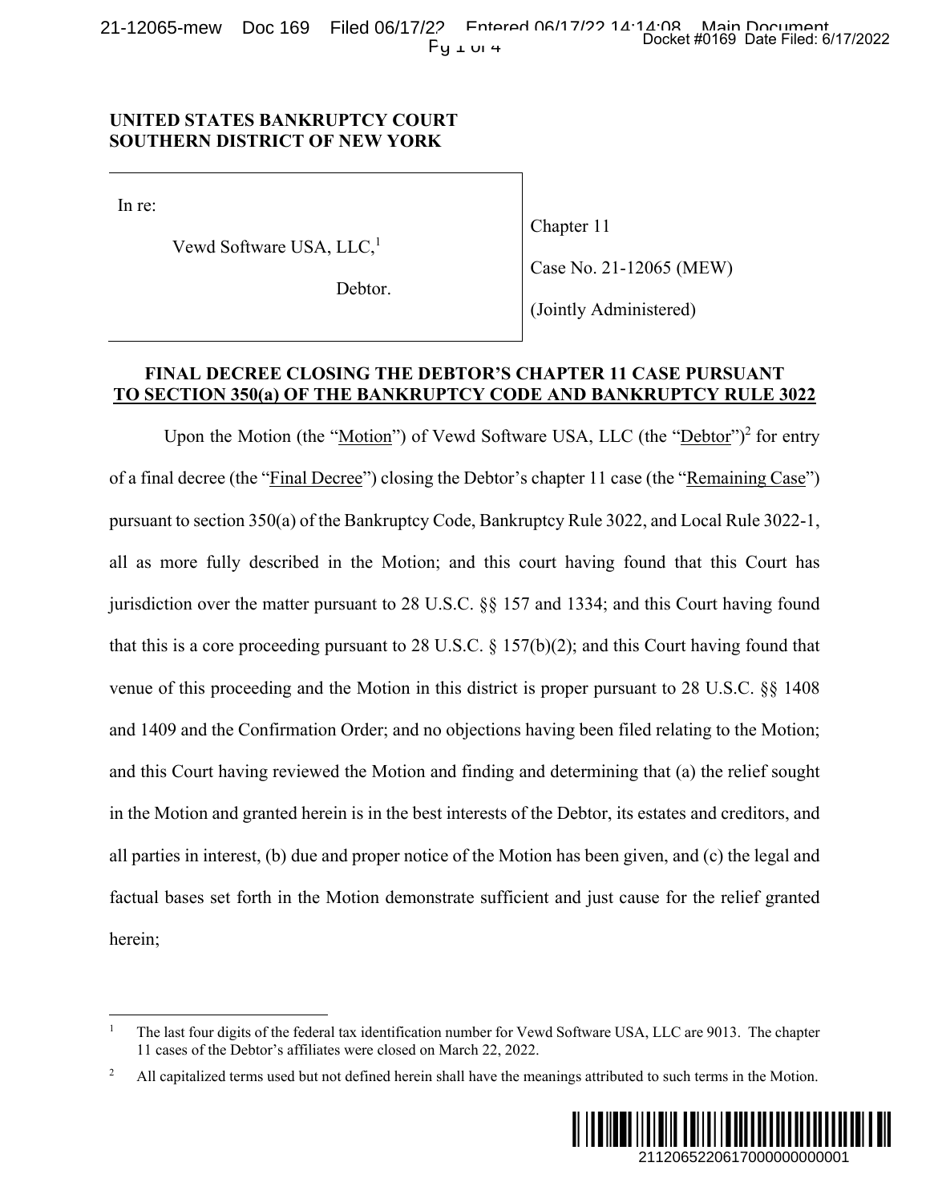**UNITED STATES BANKRUPTCY COURT**
**SOUTHERN DISTRICT OF NEW YORK**

| | |
|---|---|
| In re: | Chapter 11 |
| Vewd Software USA, LLC,[1] | Case No. 21-12065 (MEW) |
| Debtor. | (Jointly Administered) |

## FINAL DECREE CLOSING THE DEBTOR'S CHAPTER 11 CASE PURSUANT TO SECTION 350(a) OF THE BANKRUPTCY CODE AND BANKRUPTCY RULE 3022

Upon the Motion (the "Motion") of Vewd Software USA, LLC (the "Debtor")[2] for entry of a final decree (the "Final Decree") closing the Debtor's chapter 11 case (the "Remaining Case") pursuant to section 350(a) of the Bankruptcy Code, Bankruptcy Rule 3022, and Local Rule 3022-1, all as more fully described in the Motion; and this court having found that this Court has jurisdiction over the matter pursuant to 28 U.S.C. §§ 157 and 1334; and this Court having found that this is a core proceeding pursuant to 28 U.S.C. § 157(b)(2); and this Court having found that venue of this proceeding and the Motion in this district is proper pursuant to 28 U.S.C. §§ 1408 and 1409 and the Confirmation Order; and no objections having been filed relating to the Motion; and this Court having reviewed the Motion and finding and determining that (a) the relief sought in the Motion and granted herein is in the best interests of the Debtor, its estates and creditors, and all parties in interest, (b) due and proper notice of the Motion has been given, and (c) the legal and factual bases set forth in the Motion demonstrate sufficient and just cause for the relief granted herein;

---

[1] The last four digits of the federal tax identification number for Vewd Software USA, LLC are 9013. The chapter 11 cases of the Debtor's affiliates were closed on March 22, 2022.

[2] All capitalized terms used but not defined herein shall have the meanings attributed to such terms in the Motion.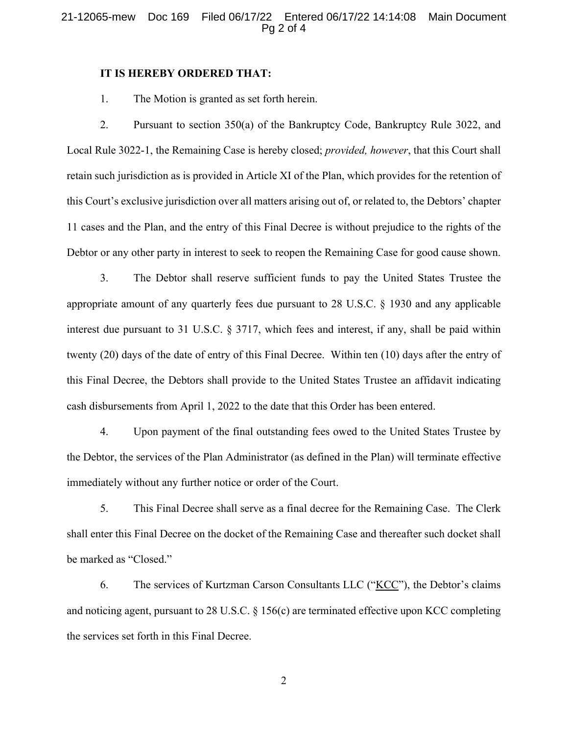**IT IS HEREBY ORDERED THAT:**

1. The Motion is granted as set forth herein.

2. Pursuant to section 350(a) of the Bankruptcy Code, Bankruptcy Rule 3022, and Local Rule 3022-1, the Remaining Case is hereby closed; *provided, however*, that this Court shall retain such jurisdiction as is provided in Article XI of the Plan, which provides for the retention of this Court's exclusive jurisdiction over all matters arising out of, or related to, the Debtors' chapter 11 cases and the Plan, and the entry of this Final Decree is without prejudice to the rights of the Debtor or any other party in interest to seek to reopen the Remaining Case for good cause shown.

3. The Debtor shall reserve sufficient funds to pay the United States Trustee the appropriate amount of any quarterly fees due pursuant to 28 U.S.C. § 1930 and any applicable interest due pursuant to 31 U.S.C. § 3717, which fees and interest, if any, shall be paid within twenty (20) days of the date of entry of this Final Decree. Within ten (10) days after the entry of this Final Decree, the Debtors shall provide to the United States Trustee an affidavit indicating cash disbursements from April 1, 2022 to the date that this Order has been entered.

4. Upon payment of the final outstanding fees owed to the United States Trustee by the Debtor, the services of the Plan Administrator (as defined in the Plan) will terminate effective immediately without any further notice or order of the Court.

5. This Final Decree shall serve as a final decree for the Remaining Case. The Clerk shall enter this Final Decree on the docket of the Remaining Case and thereafter such docket shall be marked as "Closed."

6. The services of Kurtzman Carson Consultants LLC ("KCC"), the Debtor's claims and noticing agent, pursuant to 28 U.S.C. § 156(c) are terminated effective upon KCC completing the services set forth in this Final Decree.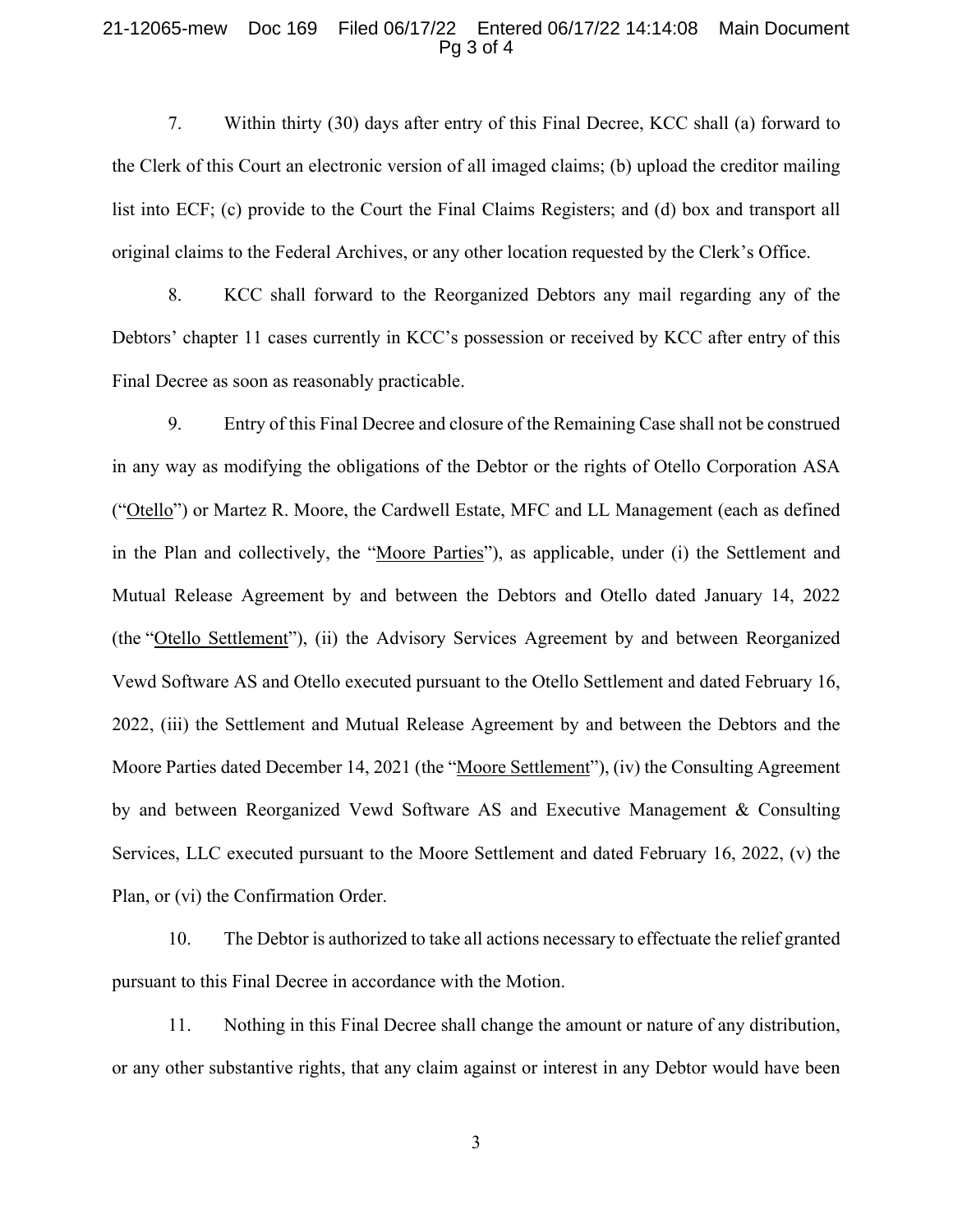7. Within thirty (30) days after entry of this Final Decree, KCC shall (a) forward to the Clerk of this Court an electronic version of all imaged claims; (b) upload the creditor mailing list into ECF; (c) provide to the Court the Final Claims Registers; and (d) box and transport all original claims to the Federal Archives, or any other location requested by the Clerk's Office.

8. KCC shall forward to the Reorganized Debtors any mail regarding any of the Debtors' chapter 11 cases currently in KCC's possession or received by KCC after entry of this Final Decree as soon as reasonably practicable.

9. Entry of this Final Decree and closure of the Remaining Case shall not be construed in any way as modifying the obligations of the Debtor or the rights of Otello Corporation ASA ("Otello") or Martez R. Moore, the Cardwell Estate, MFC and LL Management (each as defined in the Plan and collectively, the "Moore Parties"), as applicable, under (i) the Settlement and Mutual Release Agreement by and between the Debtors and Otello dated January 14, 2022 (the "Otello Settlement"), (ii) the Advisory Services Agreement by and between Reorganized Vewd Software AS and Otello executed pursuant to the Otello Settlement and dated February 16, 2022, (iii) the Settlement and Mutual Release Agreement by and between the Debtors and the Moore Parties dated December 14, 2021 (the "Moore Settlement"), (iv) the Consulting Agreement by and between Reorganized Vewd Software AS and Executive Management & Consulting Services, LLC executed pursuant to the Moore Settlement and dated February 16, 2022, (v) the Plan, or (vi) the Confirmation Order.

10. The Debtor is authorized to take all actions necessary to effectuate the relief granted pursuant to this Final Decree in accordance with the Motion.

11. Nothing in this Final Decree shall change the amount or nature of any distribution, or any other substantive rights, that any claim against or interest in any Debtor would have been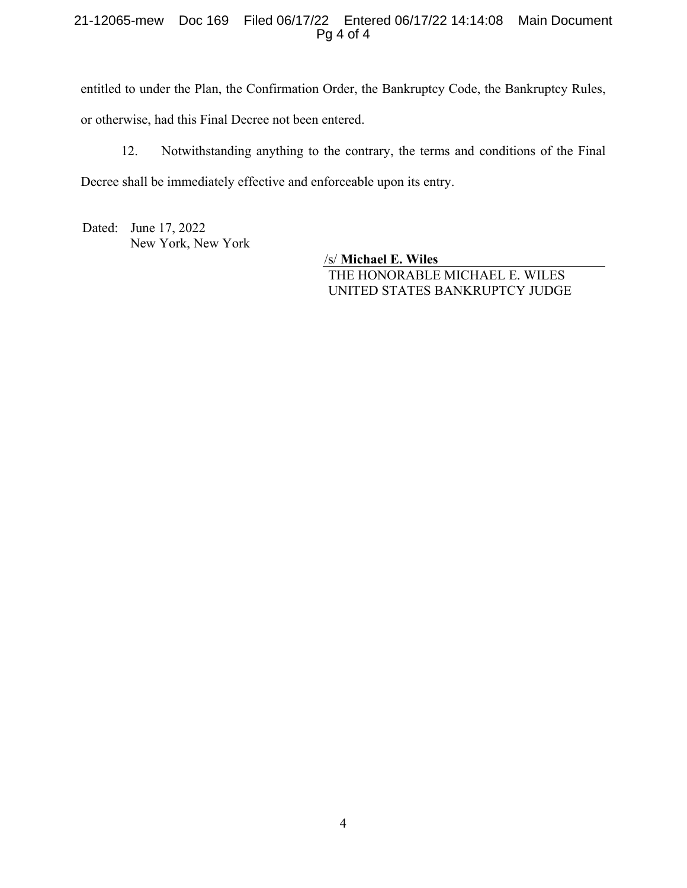entitled to under the Plan, the Confirmation Order, the Bankruptcy Code, the Bankruptcy Rules, or otherwise, had this Final Decree not been entered.

12. Notwithstanding anything to the contrary, the terms and conditions of the Final Decree shall be immediately effective and enforceable upon its entry.

Dated: June 17, 2022
New York, New York

/s/ **Michael E. Wiles**
THE HONORABLE MICHAEL E. WILES
UNITED STATES BANKRUPTCY JUDGE